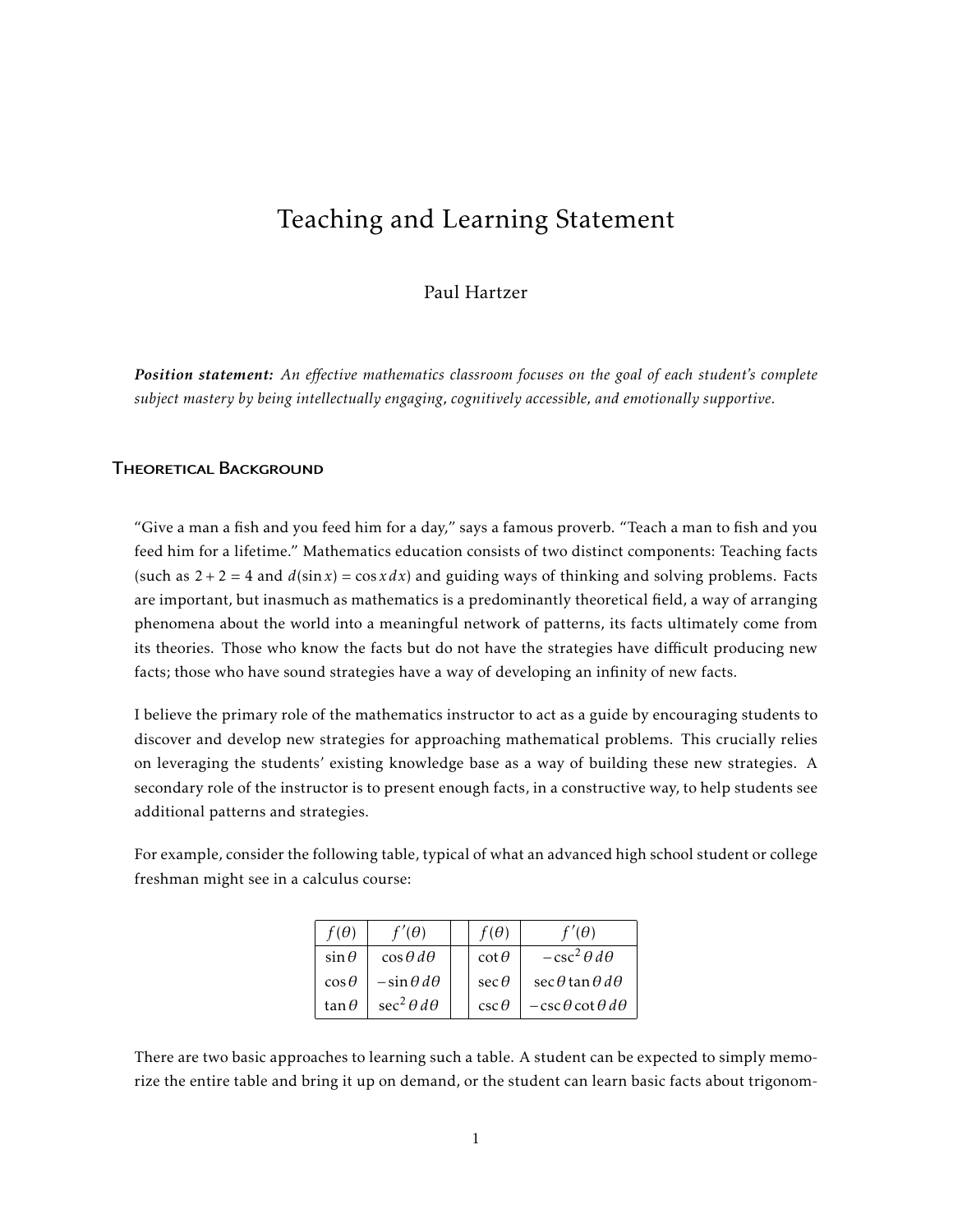// Teaching and Learning Statement

Paul Hartzer

***Position statement:*** *An effective mathematics classroom focuses on the goal of each student's complete subject mastery by being intellectually engaging, cognitively accessible, and emotionally supportive.*

## Theoretical Background

"Give a man a fish and you feed him for a day," says a famous proverb. "Teach a man to fish and you feed him for a lifetime." Mathematics education consists of two distinct components: Teaching facts (such as $2+2=4$ and $d(\sin x) = \cos x\, dx$) and guiding ways of thinking and solving problems. Facts are important, but inasmuch as mathematics is a predominantly theoretical field, a way of arranging phenomena about the world into a meaningful network of patterns, its facts ultimately come from its theories. Those who know the facts but do not have the strategies have difficult producing new facts; those who have sound strategies have a way of developing an infinity of new facts.

I believe the primary role of the mathematics instructor to act as a guide by encouraging students to discover and develop new strategies for approaching mathematical problems. This crucially relies on leveraging the students' existing knowledge base as a way of building these new strategies. A secondary role of the instructor is to present enough facts, in a constructive way, to help students see additional patterns and strategies.

For example, consider the following table, typical of what an advanced high school student or college freshman might see in a calculus course:

| $f(\theta)$ | $f'(\theta)$ | | $f(\theta)$ | $f'(\theta)$ |
|---|---|---|---|---|
| $\sin\theta$ | $\cos\theta\, d\theta$ | | $\cot\theta$ | $-\csc^2\theta\, d\theta$ |
| $\cos\theta$ | $-\sin\theta\, d\theta$ | | $\sec\theta$ | $\sec\theta\tan\theta\, d\theta$ |
| $\tan\theta$ | $\sec^2\theta\, d\theta$ | | $\csc\theta$ | $-\csc\theta\cot\theta\, d\theta$ |

There are two basic approaches to learning such a table. A student can be expected to simply memorize the entire table and bring it up on demand, or the student can learn basic facts about trigonom-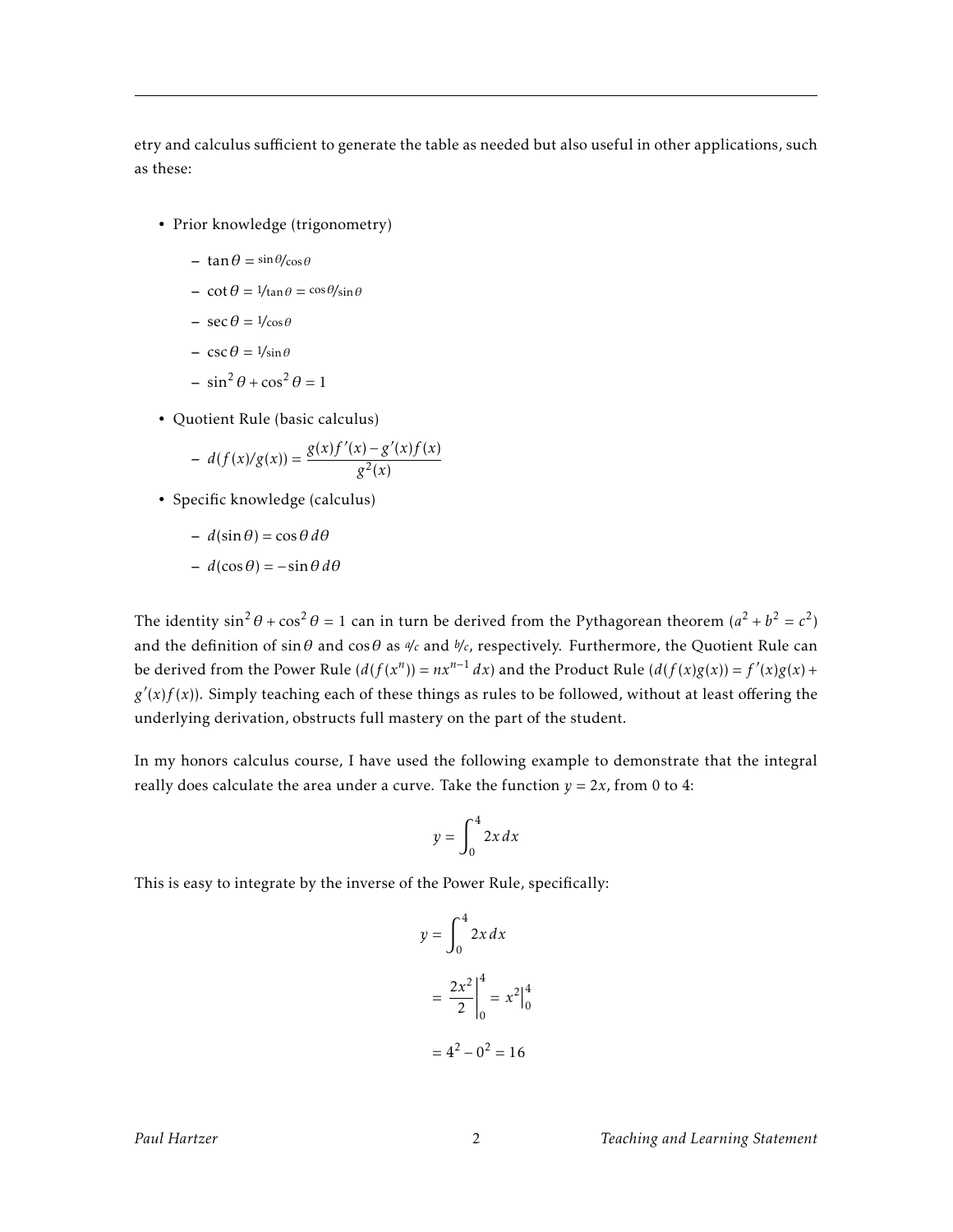etry and calculus sufficient to generate the table as needed but also useful in other applications, such as these:

- Prior knowledge (trigonometry)
  - $\tan\theta = {}^{\sin\theta}/_{\cos\theta}$
  - $\cot\theta = {}^{1}/_{\tan\theta} = {}^{\cos\theta}/_{\sin\theta}$
  - $\sec\theta = {}^{1}/_{\cos\theta}$
  - $\csc\theta = {}^{1}/_{\sin\theta}$
  - $\sin^2\theta + \cos^2\theta = 1$
- Quotient Rule (basic calculus)
  - $d(f(x)/g(x)) = \dfrac{g(x)f'(x) - g'(x)f(x)}{g^2(x)}$
- Specific knowledge (calculus)
  - $d(\sin\theta) = \cos\theta\, d\theta$
  - $d(\cos\theta) = -\sin\theta\, d\theta$

The identity $\sin^2\theta + \cos^2\theta = 1$ can in turn be derived from the Pythagorean theorem ($a^2 + b^2 = c^2$) and the definition of $\sin\theta$ and $\cos\theta$ as ${}^{a}/_{c}$ and ${}^{b}/_{c}$, respectively. Furthermore, the Quotient Rule can be derived from the Power Rule ($d(f(x^n)) = nx^{n-1}\,dx$) and the Product Rule ($d(f(x)g(x)) = f'(x)g(x) + g'(x)f(x)$). Simply teaching each of these things as rules to be followed, without at least offering the underlying derivation, obstructs full mastery on the part of the student.

In my honors calculus course, I have used the following example to demonstrate that the integral really does calculate the area under a curve. Take the function $y = 2x$, from 0 to 4:

$$y = \int_0^4 2x\,dx$$

This is easy to integrate by the inverse of the Power Rule, specifically:

$$y = \int_0^4 2x\,dx$$

$$= \left.\frac{2x^2}{2}\right|_0^4 = x^2\Big|_0^4$$

$$= 4^2 - 0^2 = 16$$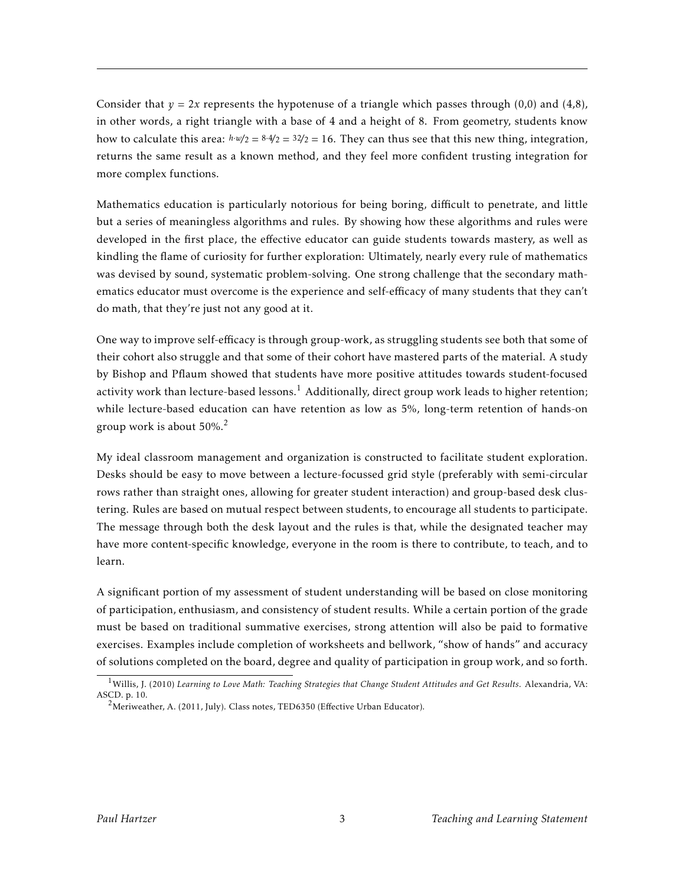Consider that $y = 2x$ represents the hypotenuse of a triangle which passes through (0,0) and (4,8), in other words, a right triangle with a base of 4 and a height of 8. From geometry, students know how to calculate this area: $h \cdot w/2 = 8 \cdot 4/2 = 32/2 = 16$. They can thus see that this new thing, integration, returns the same result as a known method, and they feel more confident trusting integration for more complex functions.

Mathematics education is particularly notorious for being boring, difficult to penetrate, and little but a series of meaningless algorithms and rules. By showing how these algorithms and rules were developed in the first place, the effective educator can guide students towards mastery, as well as kindling the flame of curiosity for further exploration: Ultimately, nearly every rule of mathematics was devised by sound, systematic problem-solving. One strong challenge that the secondary mathematics educator must overcome is the experience and self-efficacy of many students that they can't do math, that they're just not any good at it.

One way to improve self-efficacy is through group-work, as struggling students see both that some of their cohort also struggle and that some of their cohort have mastered parts of the material. A study by Bishop and Pflaum showed that students have more positive attitudes towards student-focused activity work than lecture-based lessons.[1] Additionally, direct group work leads to higher retention; while lecture-based education can have retention as low as 5%, long-term retention of hands-on group work is about 50%.[2]

My ideal classroom management and organization is constructed to facilitate student exploration. Desks should be easy to move between a lecture-focussed grid style (preferably with semi-circular rows rather than straight ones, allowing for greater student interaction) and group-based desk clustering. Rules are based on mutual respect between students, to encourage all students to participate. The message through both the desk layout and the rules is that, while the designated teacher may have more content-specific knowledge, everyone in the room is there to contribute, to teach, and to learn.

A significant portion of my assessment of student understanding will be based on close monitoring of participation, enthusiasm, and consistency of student results. While a certain portion of the grade must be based on traditional summative exercises, strong attention will also be paid to formative exercises. Examples include completion of worksheets and bellwork, "show of hands" and accuracy of solutions completed on the board, degree and quality of participation in group work, and so forth.

[1] Willis, J. (2010) *Learning to Love Math: Teaching Strategies that Change Student Attitudes and Get Results*. Alexandria, VA: ASCD. p. 10.

[2] Meriweather, A. (2011, July). Class notes, TED6350 (Effective Urban Educator).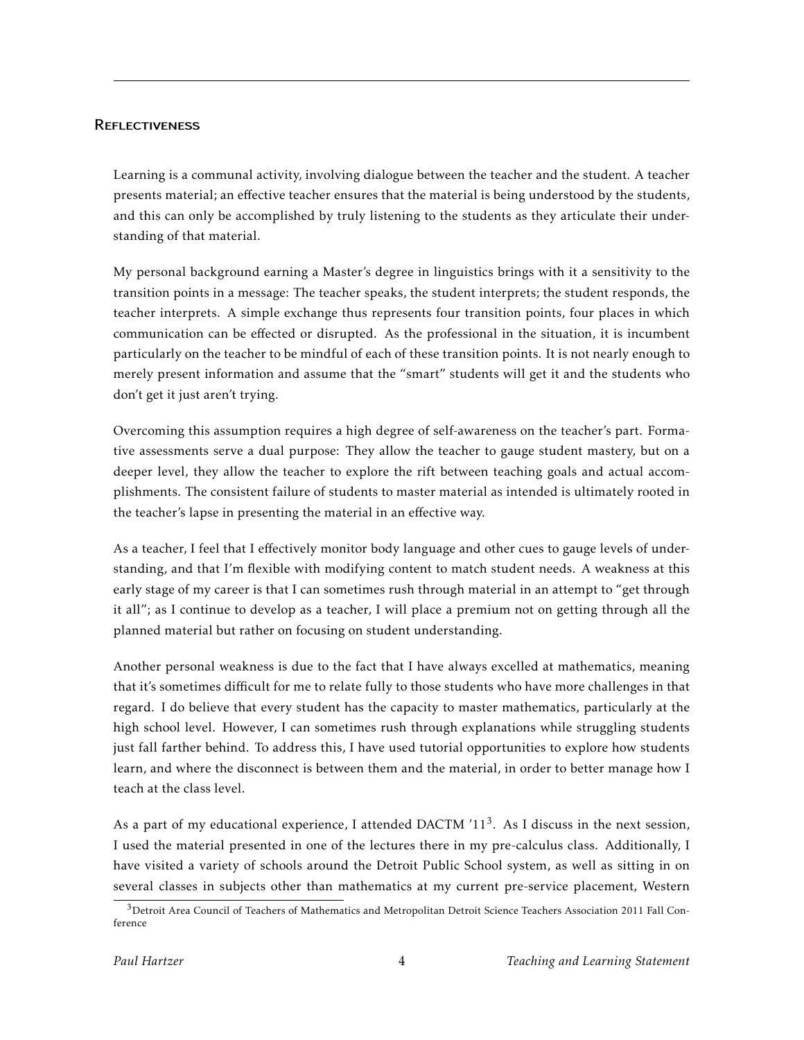## Reflectiveness

Learning is a communal activity, involving dialogue between the teacher and the student. A teacher presents material; an effective teacher ensures that the material is being understood by the students, and this can only be accomplished by truly listening to the students as they articulate their understanding of that material.

My personal background earning a Master's degree in linguistics brings with it a sensitivity to the transition points in a message: The teacher speaks, the student interprets; the student responds, the teacher interprets. A simple exchange thus represents four transition points, four places in which communication can be effected or disrupted. As the professional in the situation, it is incumbent particularly on the teacher to be mindful of each of these transition points. It is not nearly enough to merely present information and assume that the "smart" students will get it and the students who don't get it just aren't trying.

Overcoming this assumption requires a high degree of self-awareness on the teacher's part. Formative assessments serve a dual purpose: They allow the teacher to gauge student mastery, but on a deeper level, they allow the teacher to explore the rift between teaching goals and actual accomplishments. The consistent failure of students to master material as intended is ultimately rooted in the teacher's lapse in presenting the material in an effective way.

As a teacher, I feel that I effectively monitor body language and other cues to gauge levels of understanding, and that I'm flexible with modifying content to match student needs. A weakness at this early stage of my career is that I can sometimes rush through material in an attempt to "get through it all"; as I continue to develop as a teacher, I will place a premium not on getting through all the planned material but rather on focusing on student understanding.

Another personal weakness is due to the fact that I have always excelled at mathematics, meaning that it's sometimes difficult for me to relate fully to those students who have more challenges in that regard. I do believe that every student has the capacity to master mathematics, particularly at the high school level. However, I can sometimes rush through explanations while struggling students just fall farther behind. To address this, I have used tutorial opportunities to explore how students learn, and where the disconnect is between them and the material, in order to better manage how I teach at the class level.

As a part of my educational experience, I attended DACTM '11[3]. As I discuss in the next session, I used the material presented in one of the lectures there in my pre-calculus class. Additionally, I have visited a variety of schools around the Detroit Public School system, as well as sitting in on several classes in subjects other than mathematics at my current pre-service placement, Western

[3] Detroit Area Council of Teachers of Mathematics and Metropolitan Detroit Science Teachers Association 2011 Fall Conference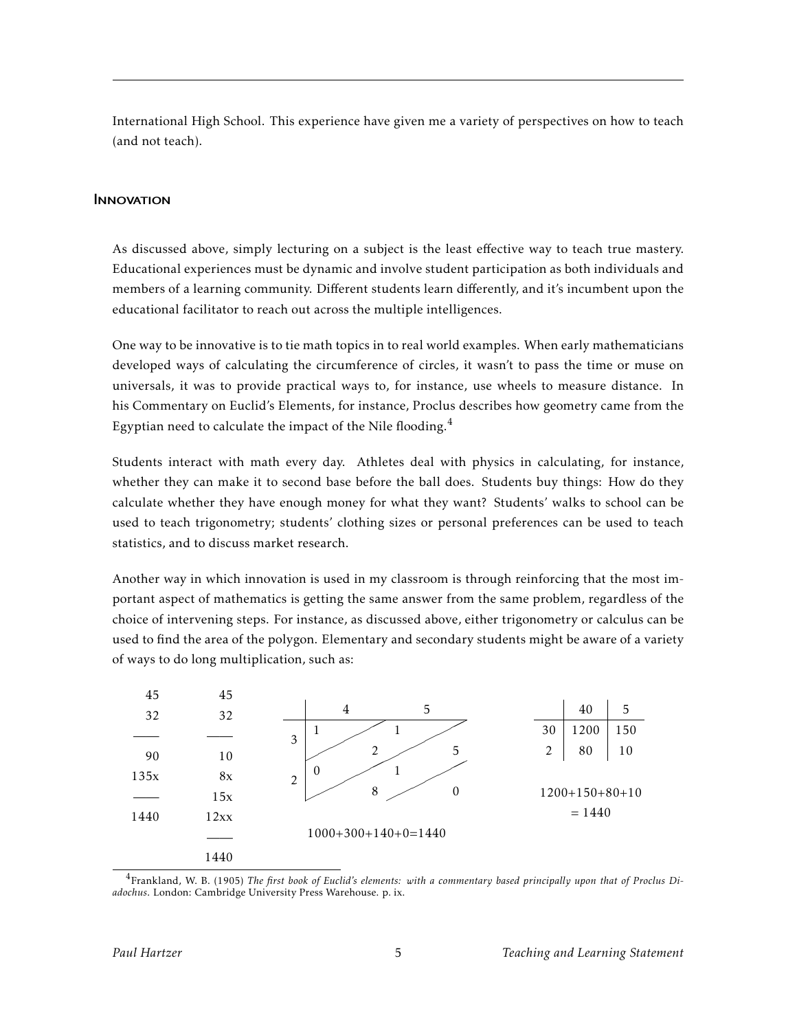International High School. This experience have given me a variety of perspectives on how to teach (and not teach).

## Innovation

As discussed above, simply lecturing on a subject is the least effective way to teach true mastery. Educational experiences must be dynamic and involve student participation as both individuals and members of a learning community. Different students learn differently, and it's incumbent upon the educational facilitator to reach out across the multiple intelligences.

One way to be innovative is to tie math topics in to real world examples. When early mathematicians developed ways of calculating the circumference of circles, it wasn't to pass the time or muse on universals, it was to provide practical ways to, for instance, use wheels to measure distance. In his Commentary on Euclid's Elements, for instance, Proclus describes how geometry came from the Egyptian need to calculate the impact of the Nile flooding.[4]

Students interact with math every day. Athletes deal with physics in calculating, for instance, whether they can make it to second base before the ball does. Students buy things: How do they calculate whether they have enough money for what they want? Students' walks to school can be used to teach trigonometry; students' clothing sizes or personal preferences can be used to teach statistics, and to discuss market research.

Another way in which innovation is used in my classroom is through reinforcing that the most important aspect of mathematics is getting the same answer from the same problem, regardless of the choice of intervening steps. For instance, as discussed above, either trigonometry or calculus can be used to find the area of the polygon. Elementary and secondary students might be aware of a variety of ways to do long multiplication, such as:

```
  45        45
  32        32
 ----      ----
  90        10
135x        8x
 ----      15x
1440      12xx
           ----
          1440
```

```
     |    4         5
  ---+--------------------
   3 | 1 /      1 /
     |  /  2     /   5
   2 | 0 /      1 /
     |  /  8     /   0

1000+300+140+0=1440
```

| | 40 | 5 |
|---|---|---|
| 30 | 1200 | 150 |
| 2 | 80 | 10 |

1200+150+80+10
= 1440

[4] Frankland, W. B. (1905) *The first book of Euclid's elements: with a commentary based principally upon that of Proclus Diadochus*. London: Cambridge University Press Warehouse. p. ix.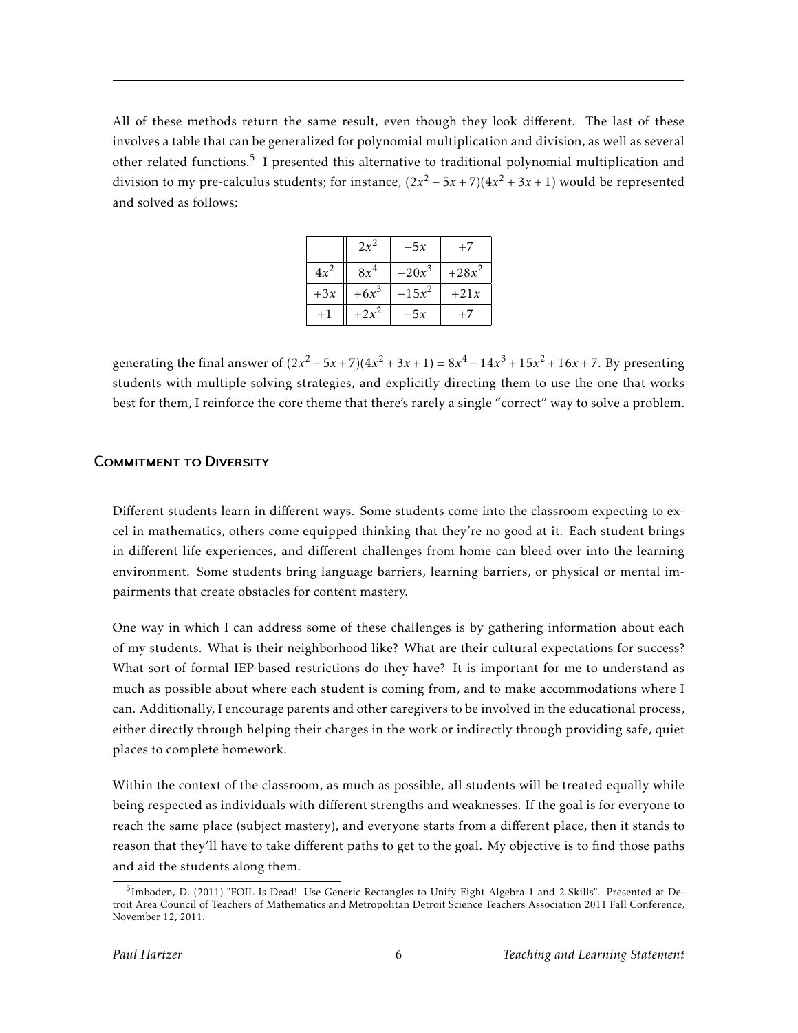All of these methods return the same result, even though they look different. The last of these involves a table that can be generalized for polynomial multiplication and division, as well as several other related functions.[5] I presented this alternative to traditional polynomial multiplication and division to my pre-calculus students; for instance, $(2x^2 - 5x + 7)(4x^2 + 3x + 1)$ would be represented and solved as follows:

| | $2x^2$ | $-5x$ | $+7$ |
|---|---|---|---|
| $4x^2$ | $8x^4$ | $-20x^3$ | $+28x^2$ |
| $+3x$ | $+6x^3$ | $-15x^2$ | $+21x$ |
| $+1$ | $+2x^2$ | $-5x$ | $+7$ |

generating the final answer of $(2x^2 - 5x + 7)(4x^2 + 3x + 1) = 8x^4 - 14x^3 + 15x^2 + 16x + 7$. By presenting students with multiple solving strategies, and explicitly directing them to use the one that works best for them, I reinforce the core theme that there's rarely a single "correct" way to solve a problem.

## Commitment to Diversity

Different students learn in different ways. Some students come into the classroom expecting to excel in mathematics, others come equipped thinking that they're no good at it. Each student brings in different life experiences, and different challenges from home can bleed over into the learning environment. Some students bring language barriers, learning barriers, or physical or mental impairments that create obstacles for content mastery.

One way in which I can address some of these challenges is by gathering information about each of my students. What is their neighborhood like? What are their cultural expectations for success? What sort of formal IEP-based restrictions do they have? It is important for me to understand as much as possible about where each student is coming from, and to make accommodations where I can. Additionally, I encourage parents and other caregivers to be involved in the educational process, either directly through helping their charges in the work or indirectly through providing safe, quiet places to complete homework.

Within the context of the classroom, as much as possible, all students will be treated equally while being respected as individuals with different strengths and weaknesses. If the goal is for everyone to reach the same place (subject mastery), and everyone starts from a different place, then it stands to reason that they'll have to take different paths to get to the goal. My objective is to find those paths and aid the students along them.

---

[5] Imboden, D. (2011) "FOIL Is Dead! Use Generic Rectangles to Unify Eight Algebra 1 and 2 Skills". Presented at Detroit Area Council of Teachers of Mathematics and Metropolitan Detroit Science Teachers Association 2011 Fall Conference, November 12, 2011.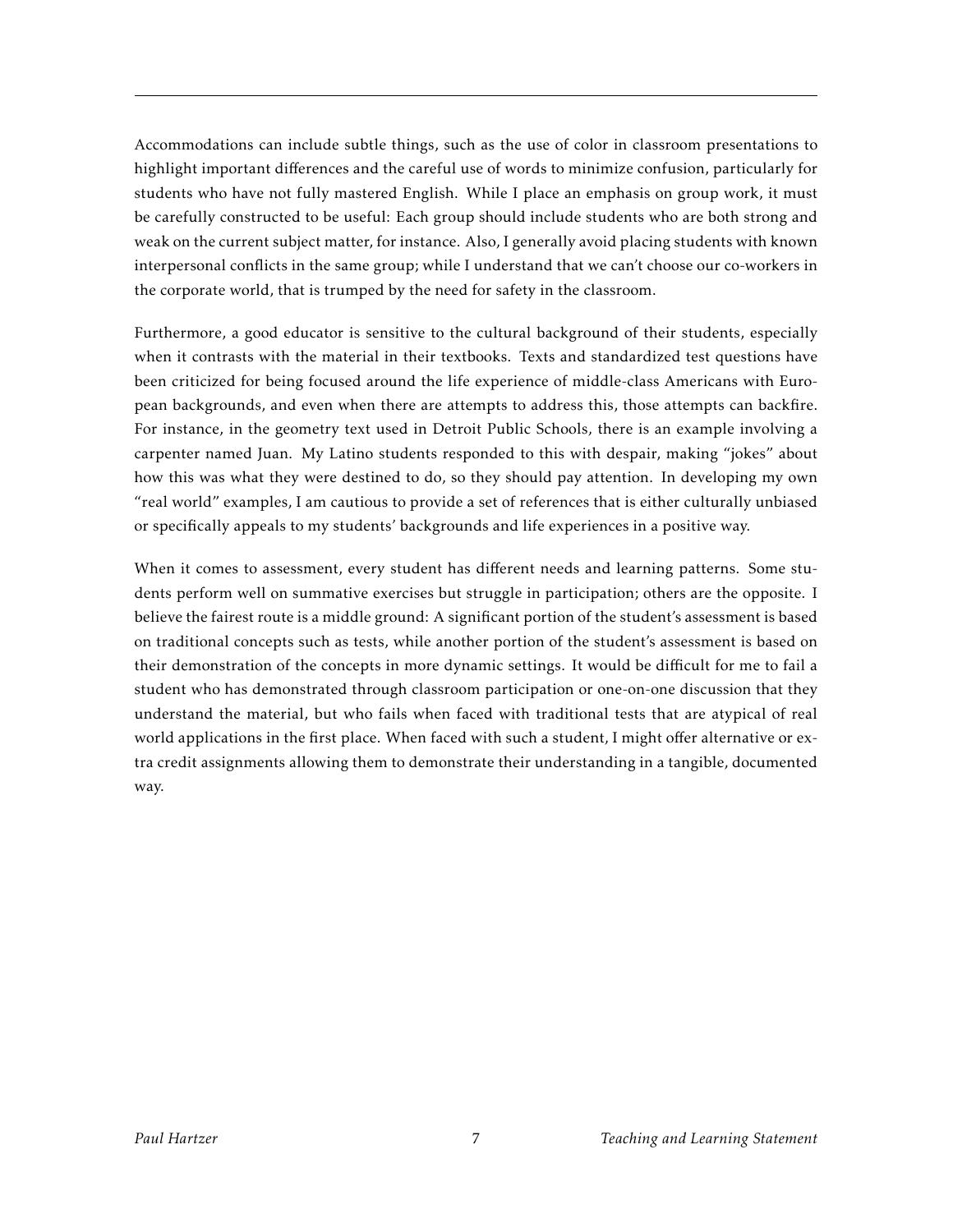Accommodations can include subtle things, such as the use of color in classroom presentations to highlight important differences and the careful use of words to minimize confusion, particularly for students who have not fully mastered English. While I place an emphasis on group work, it must be carefully constructed to be useful: Each group should include students who are both strong and weak on the current subject matter, for instance. Also, I generally avoid placing students with known interpersonal conflicts in the same group; while I understand that we can't choose our co-workers in the corporate world, that is trumped by the need for safety in the classroom.

Furthermore, a good educator is sensitive to the cultural background of their students, especially when it contrasts with the material in their textbooks. Texts and standardized test questions have been criticized for being focused around the life experience of middle-class Americans with European backgrounds, and even when there are attempts to address this, those attempts can backfire. For instance, in the geometry text used in Detroit Public Schools, there is an example involving a carpenter named Juan. My Latino students responded to this with despair, making "jokes" about how this was what they were destined to do, so they should pay attention. In developing my own "real world" examples, I am cautious to provide a set of references that is either culturally unbiased or specifically appeals to my students' backgrounds and life experiences in a positive way.

When it comes to assessment, every student has different needs and learning patterns. Some students perform well on summative exercises but struggle in participation; others are the opposite. I believe the fairest route is a middle ground: A significant portion of the student's assessment is based on traditional concepts such as tests, while another portion of the student's assessment is based on their demonstration of the concepts in more dynamic settings. It would be difficult for me to fail a student who has demonstrated through classroom participation or one-on-one discussion that they understand the material, but who fails when faced with traditional tests that are atypical of real world applications in the first place. When faced with such a student, I might offer alternative or extra credit assignments allowing them to demonstrate their understanding in a tangible, documented way.